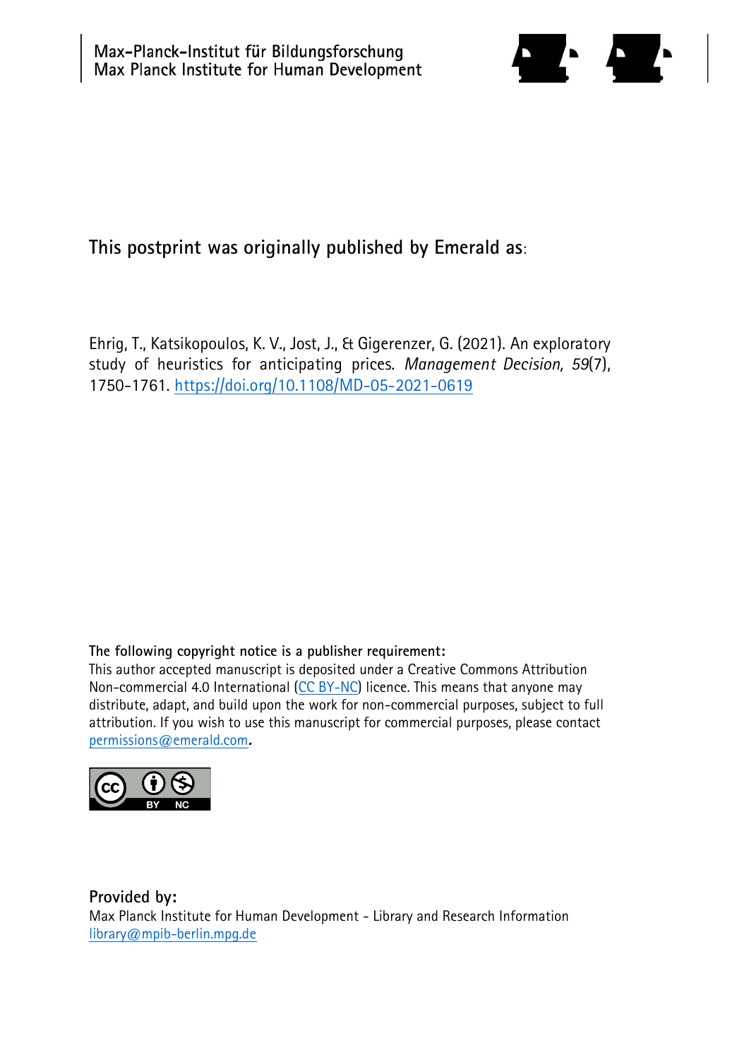Max-Planck-Institut für Bildungsforschung
Max Planck Institute for Human Development

This postprint was originally published by Emerald as:

Ehrig, T., Katsikopoulos, K. V., Jost, J., & Gigerenzer, G. (2021). An exploratory study of heuristics for anticipating prices. *Management Decision, 59*(7), 1750-1761. https://doi.org/10.1108/MD-05-2021-0619

**The following copyright notice is a publisher requirement:**
This author accepted manuscript is deposited under a Creative Commons Attribution Non-commercial 4.0 International (CC BY-NC) licence. This means that anyone may distribute, adapt, and build upon the work for non-commercial purposes, subject to full attribution. If you wish to use this manuscript for commercial purposes, please contact permissions@emerald.com.

**Provided by:**
Max Planck Institute for Human Development - Library and Research Information
library@mpib-berlin.mpg.de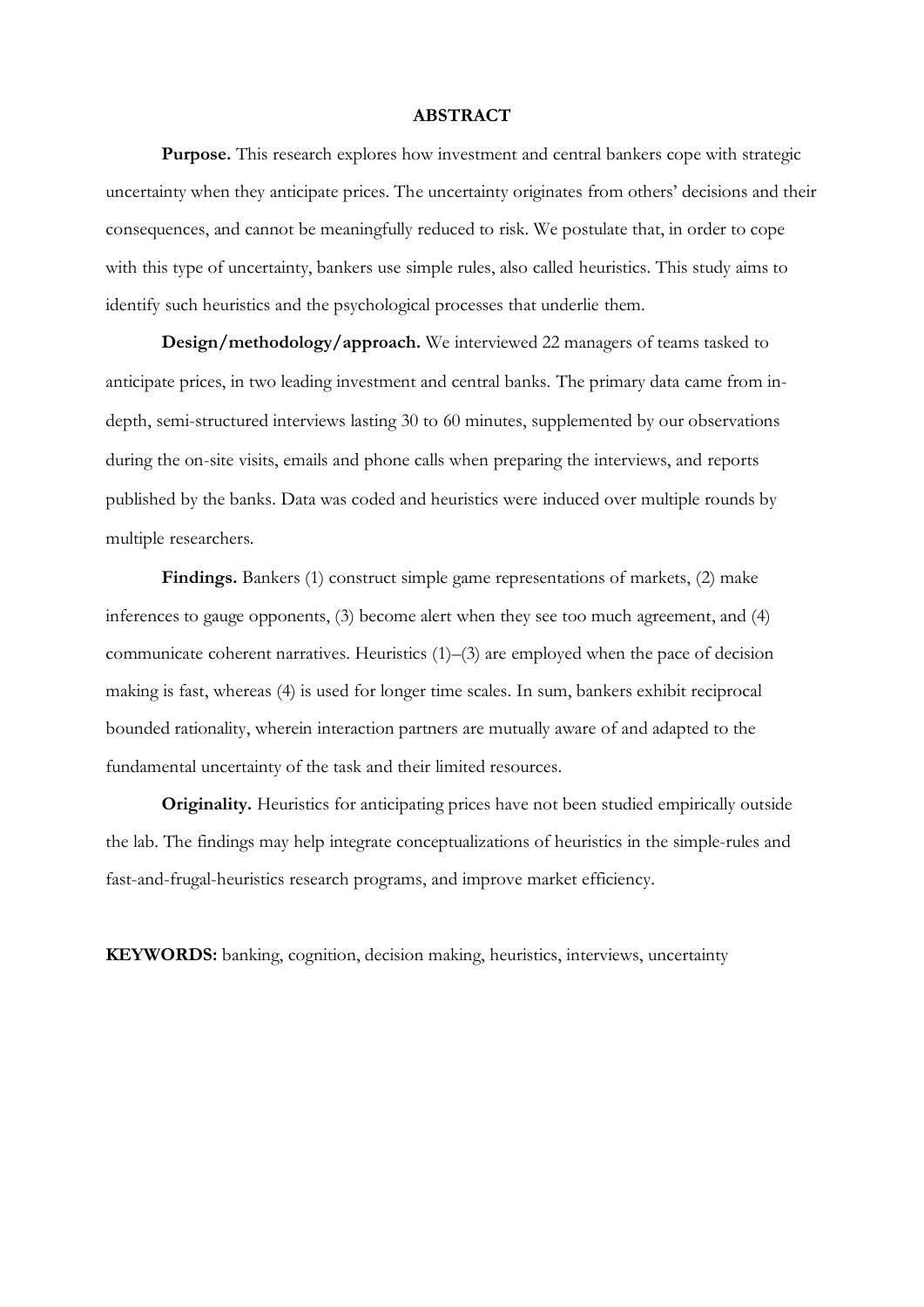## ABSTRACT

**Purpose.** This research explores how investment and central bankers cope with strategic uncertainty when they anticipate prices. The uncertainty originates from others' decisions and their consequences, and cannot be meaningfully reduced to risk. We postulate that, in order to cope with this type of uncertainty, bankers use simple rules, also called heuristics. This study aims to identify such heuristics and the psychological processes that underlie them.

**Design/methodology/approach.** We interviewed 22 managers of teams tasked to anticipate prices, in two leading investment and central banks. The primary data came from in-depth, semi-structured interviews lasting 30 to 60 minutes, supplemented by our observations during the on-site visits, emails and phone calls when preparing the interviews, and reports published by the banks. Data was coded and heuristics were induced over multiple rounds by multiple researchers.

**Findings.** Bankers (1) construct simple game representations of markets, (2) make inferences to gauge opponents, (3) become alert when they see too much agreement, and (4) communicate coherent narratives. Heuristics (1)–(3) are employed when the pace of decision making is fast, whereas (4) is used for longer time scales. In sum, bankers exhibit reciprocal bounded rationality, wherein interaction partners are mutually aware of and adapted to the fundamental uncertainty of the task and their limited resources.

**Originality.** Heuristics for anticipating prices have not been studied empirically outside the lab. The findings may help integrate conceptualizations of heuristics in the simple-rules and fast-and-frugal-heuristics research programs, and improve market efficiency.

**KEYWORDS:** banking, cognition, decision making, heuristics, interviews, uncertainty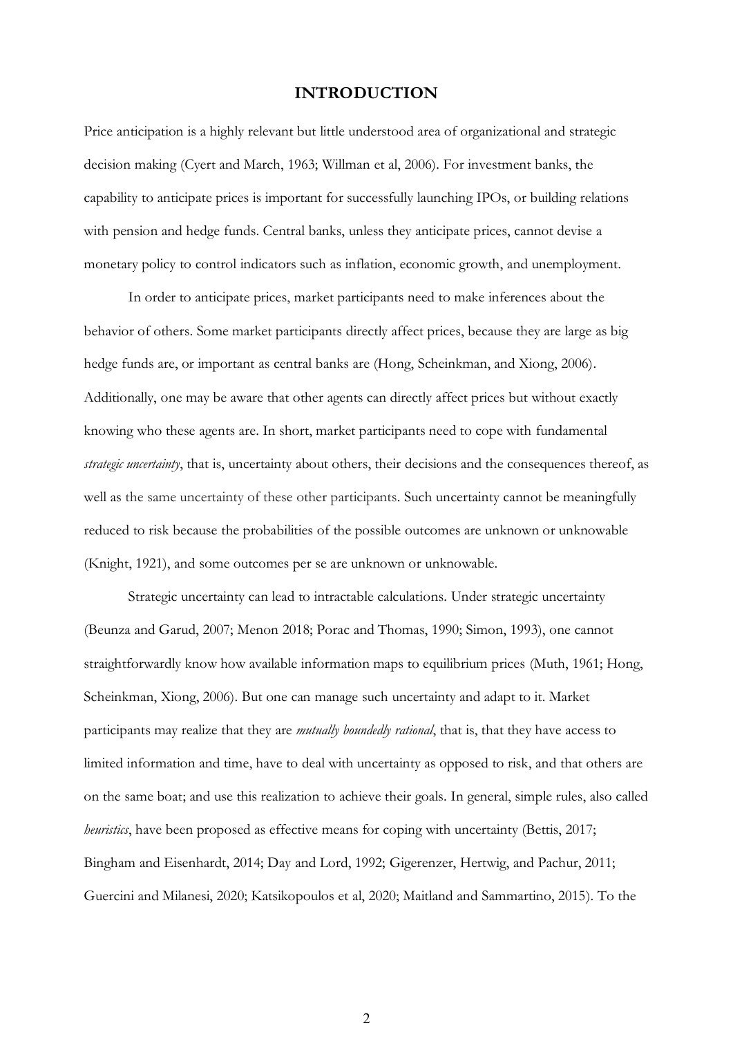# INTRODUCTION

Price anticipation is a highly relevant but little understood area of organizational and strategic decision making (Cyert and March, 1963; Willman et al, 2006). For investment banks, the capability to anticipate prices is important for successfully launching IPOs, or building relations with pension and hedge funds. Central banks, unless they anticipate prices, cannot devise a monetary policy to control indicators such as inflation, economic growth, and unemployment.

In order to anticipate prices, market participants need to make inferences about the behavior of others. Some market participants directly affect prices, because they are large as big hedge funds are, or important as central banks are (Hong, Scheinkman, and Xiong, 2006). Additionally, one may be aware that other agents can directly affect prices but without exactly knowing who these agents are. In short, market participants need to cope with fundamental *strategic uncertainty*, that is, uncertainty about others, their decisions and the consequences thereof, as well as the same uncertainty of these other participants. Such uncertainty cannot be meaningfully reduced to risk because the probabilities of the possible outcomes are unknown or unknowable (Knight, 1921), and some outcomes per se are unknown or unknowable.

Strategic uncertainty can lead to intractable calculations. Under strategic uncertainty (Beunza and Garud, 2007; Menon 2018; Porac and Thomas, 1990; Simon, 1993), one cannot straightforwardly know how available information maps to equilibrium prices (Muth, 1961; Hong, Scheinkman, Xiong, 2006). But one can manage such uncertainty and adapt to it. Market participants may realize that they are *mutually boundedly rational*, that is, that they have access to limited information and time, have to deal with uncertainty as opposed to risk, and that others are on the same boat; and use this realization to achieve their goals. In general, simple rules, also called *heuristics*, have been proposed as effective means for coping with uncertainty (Bettis, 2017; Bingham and Eisenhardt, 2014; Day and Lord, 1992; Gigerenzer, Hertwig, and Pachur, 2011; Guercini and Milanesi, 2020; Katsikopoulos et al, 2020; Maitland and Sammartino, 2015). To the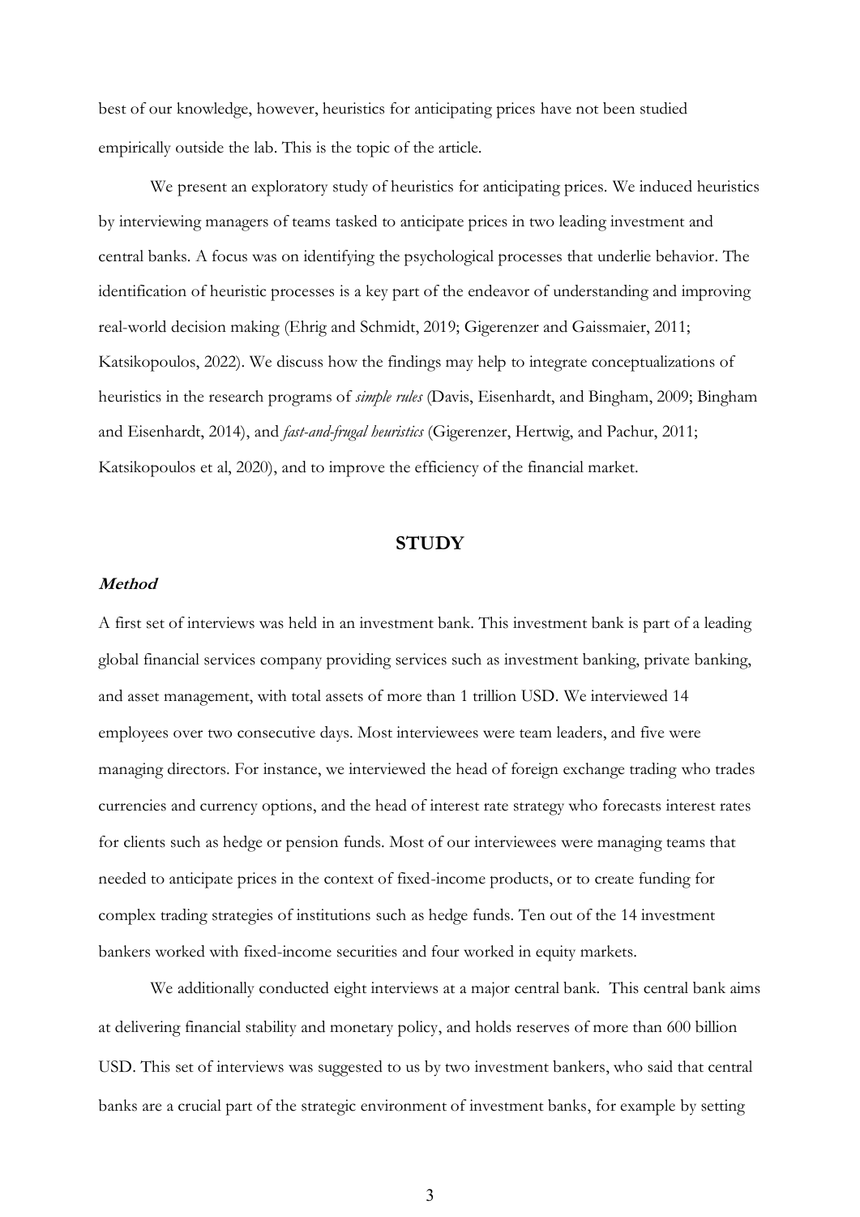best of our knowledge, however, heuristics for anticipating prices have not been studied empirically outside the lab. This is the topic of the article.

We present an exploratory study of heuristics for anticipating prices. We induced heuristics by interviewing managers of teams tasked to anticipate prices in two leading investment and central banks. A focus was on identifying the psychological processes that underlie behavior. The identification of heuristic processes is a key part of the endeavor of understanding and improving real-world decision making (Ehrig and Schmidt, 2019; Gigerenzer and Gaissmaier, 2011; Katsikopoulos, 2022). We discuss how the findings may help to integrate conceptualizations of heuristics in the research programs of *simple rules* (Davis, Eisenhardt, and Bingham, 2009; Bingham and Eisenhardt, 2014), and *fast-and-frugal heuristics* (Gigerenzer, Hertwig, and Pachur, 2011; Katsikopoulos et al, 2020), and to improve the efficiency of the financial market.

## STUDY

### *Method*

A first set of interviews was held in an investment bank. This investment bank is part of a leading global financial services company providing services such as investment banking, private banking, and asset management, with total assets of more than 1 trillion USD. We interviewed 14 employees over two consecutive days. Most interviewees were team leaders, and five were managing directors. For instance, we interviewed the head of foreign exchange trading who trades currencies and currency options, and the head of interest rate strategy who forecasts interest rates for clients such as hedge or pension funds. Most of our interviewees were managing teams that needed to anticipate prices in the context of fixed-income products, or to create funding for complex trading strategies of institutions such as hedge funds. Ten out of the 14 investment bankers worked with fixed-income securities and four worked in equity markets.

We additionally conducted eight interviews at a major central bank. This central bank aims at delivering financial stability and monetary policy, and holds reserves of more than 600 billion USD. This set of interviews was suggested to us by two investment bankers, who said that central banks are a crucial part of the strategic environment of investment banks, for example by setting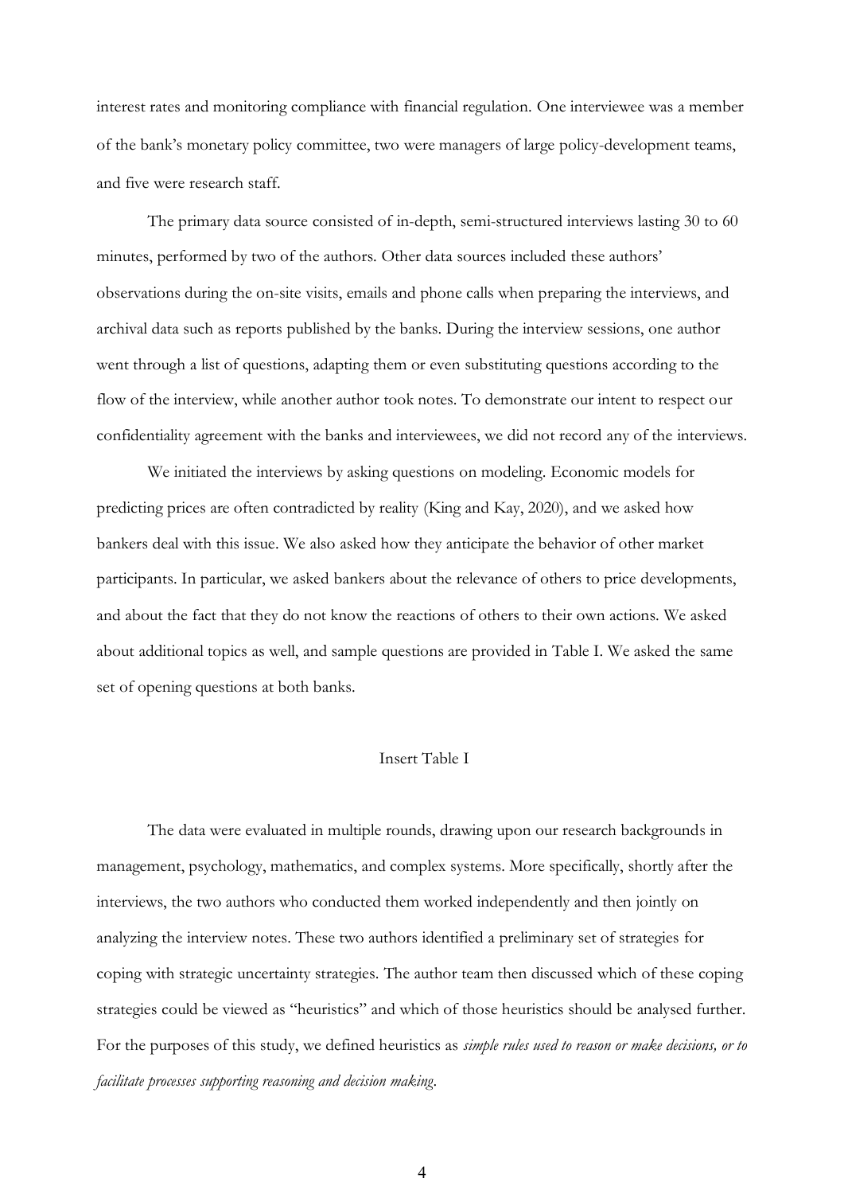interest rates and monitoring compliance with financial regulation. One interviewee was a member of the bank's monetary policy committee, two were managers of large policy-development teams, and five were research staff.

The primary data source consisted of in-depth, semi-structured interviews lasting 30 to 60 minutes, performed by two of the authors. Other data sources included these authors' observations during the on-site visits, emails and phone calls when preparing the interviews, and archival data such as reports published by the banks. During the interview sessions, one author went through a list of questions, adapting them or even substituting questions according to the flow of the interview, while another author took notes. To demonstrate our intent to respect our confidentiality agreement with the banks and interviewees, we did not record any of the interviews.

We initiated the interviews by asking questions on modeling. Economic models for predicting prices are often contradicted by reality (King and Kay, 2020), and we asked how bankers deal with this issue. We also asked how they anticipate the behavior of other market participants. In particular, we asked bankers about the relevance of others to price developments, and about the fact that they do not know the reactions of others to their own actions. We asked about additional topics as well, and sample questions are provided in Table I. We asked the same set of opening questions at both banks.

Insert Table I

The data were evaluated in multiple rounds, drawing upon our research backgrounds in management, psychology, mathematics, and complex systems. More specifically, shortly after the interviews, the two authors who conducted them worked independently and then jointly on analyzing the interview notes. These two authors identified a preliminary set of strategies for coping with strategic uncertainty strategies. The author team then discussed which of these coping strategies could be viewed as "heuristics" and which of those heuristics should be analysed further. For the purposes of this study, we defined heuristics as *simple rules used to reason or make decisions, or to facilitate processes supporting reasoning and decision making*.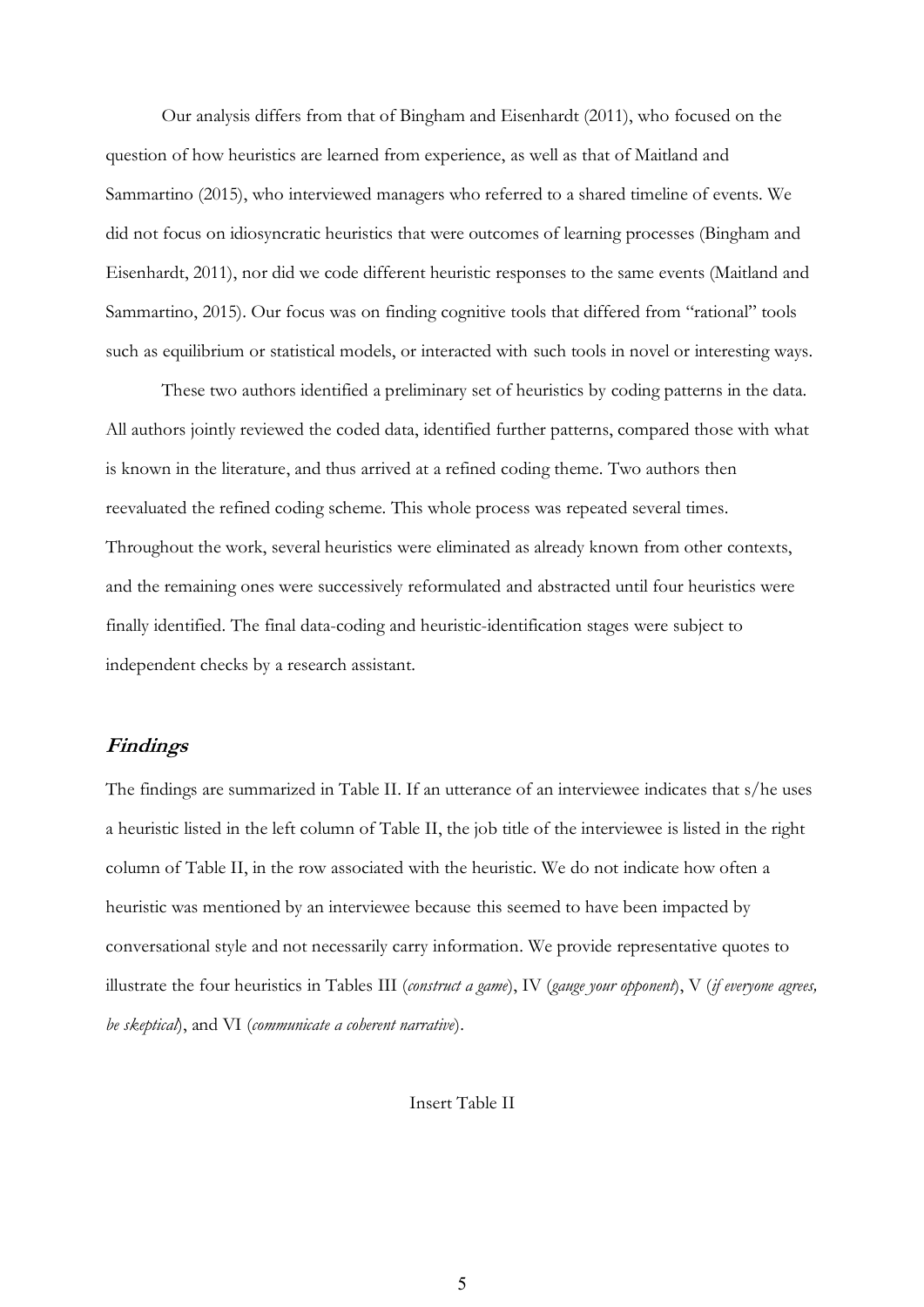Our analysis differs from that of Bingham and Eisenhardt (2011), who focused on the question of how heuristics are learned from experience, as well as that of Maitland and Sammartino (2015), who interviewed managers who referred to a shared timeline of events. We did not focus on idiosyncratic heuristics that were outcomes of learning processes (Bingham and Eisenhardt, 2011), nor did we code different heuristic responses to the same events (Maitland and Sammartino, 2015). Our focus was on finding cognitive tools that differed from "rational" tools such as equilibrium or statistical models, or interacted with such tools in novel or interesting ways.

These two authors identified a preliminary set of heuristics by coding patterns in the data. All authors jointly reviewed the coded data, identified further patterns, compared those with what is known in the literature, and thus arrived at a refined coding theme. Two authors then reevaluated the refined coding scheme. This whole process was repeated several times. Throughout the work, several heuristics were eliminated as already known from other contexts, and the remaining ones were successively reformulated and abstracted until four heuristics were finally identified. The final data-coding and heuristic-identification stages were subject to independent checks by a research assistant.

## *Findings*

The findings are summarized in Table II. If an utterance of an interviewee indicates that s/he uses a heuristic listed in the left column of Table II, the job title of the interviewee is listed in the right column of Table II, in the row associated with the heuristic. We do not indicate how often a heuristic was mentioned by an interviewee because this seemed to have been impacted by conversational style and not necessarily carry information. We provide representative quotes to illustrate the four heuristics in Tables III (*construct a game*), IV (*gauge your opponent*), V (*if everyone agrees, be skeptical*), and VI (*communicate a coherent narrative*).

Insert Table II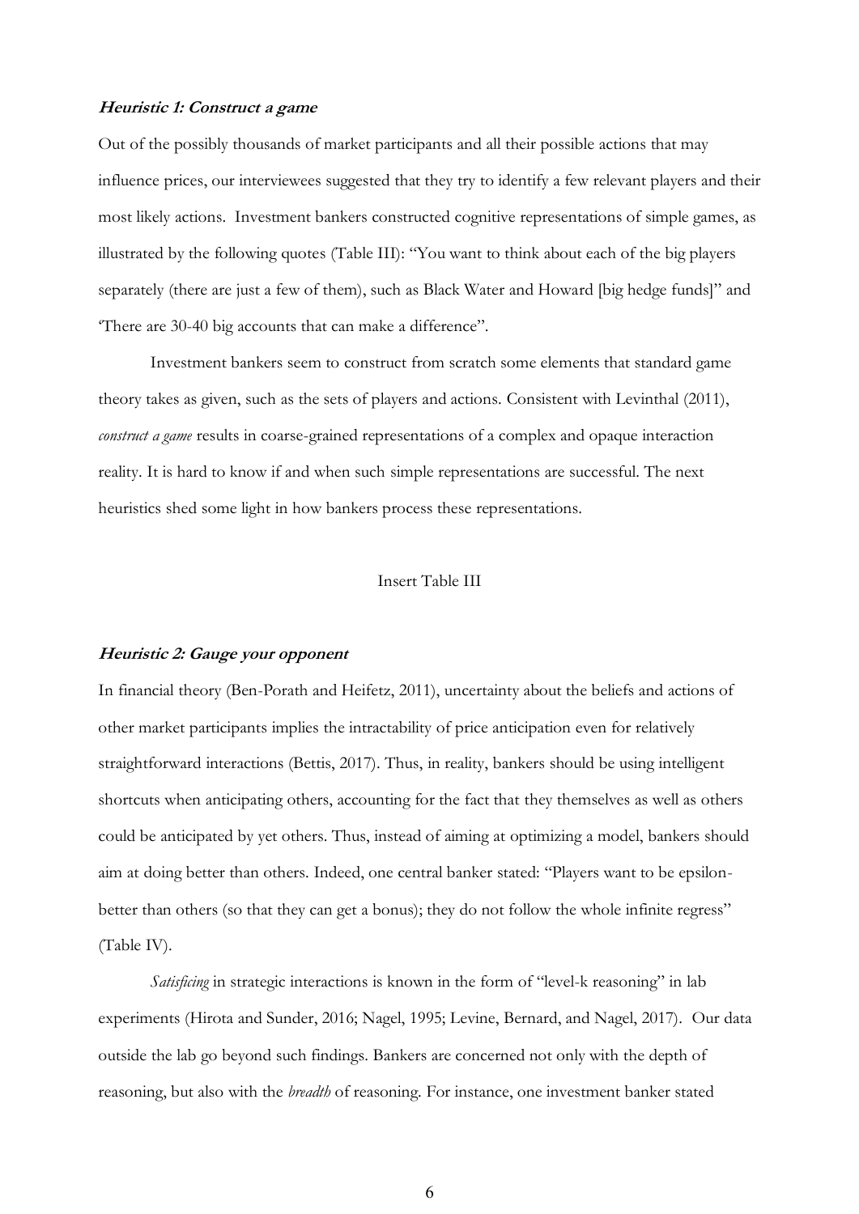***Heuristic 1: Construct a game***

Out of the possibly thousands of market participants and all their possible actions that may influence prices, our interviewees suggested that they try to identify a few relevant players and their most likely actions. Investment bankers constructed cognitive representations of simple games, as illustrated by the following quotes (Table III): "You want to think about each of the big players separately (there are just a few of them), such as Black Water and Howard [big hedge funds]" and 'There are 30-40 big accounts that can make a difference".

Investment bankers seem to construct from scratch some elements that standard game theory takes as given, such as the sets of players and actions. Consistent with Levinthal (2011), *construct a game* results in coarse-grained representations of a complex and opaque interaction reality. It is hard to know if and when such simple representations are successful. The next heuristics shed some light in how bankers process these representations.

Insert Table III

***Heuristic 2: Gauge your opponent***

In financial theory (Ben-Porath and Heifetz, 2011), uncertainty about the beliefs and actions of other market participants implies the intractability of price anticipation even for relatively straightforward interactions (Bettis, 2017). Thus, in reality, bankers should be using intelligent shortcuts when anticipating others, accounting for the fact that they themselves as well as others could be anticipated by yet others. Thus, instead of aiming at optimizing a model, bankers should aim at doing better than others. Indeed, one central banker stated: "Players want to be epsilon-better than others (so that they can get a bonus); they do not follow the whole infinite regress" (Table IV).

*Satisficing* in strategic interactions is known in the form of "level-k reasoning" in lab experiments (Hirota and Sunder, 2016; Nagel, 1995; Levine, Bernard, and Nagel, 2017). Our data outside the lab go beyond such findings. Bankers are concerned not only with the depth of reasoning, but also with the *breadth* of reasoning. For instance, one investment banker stated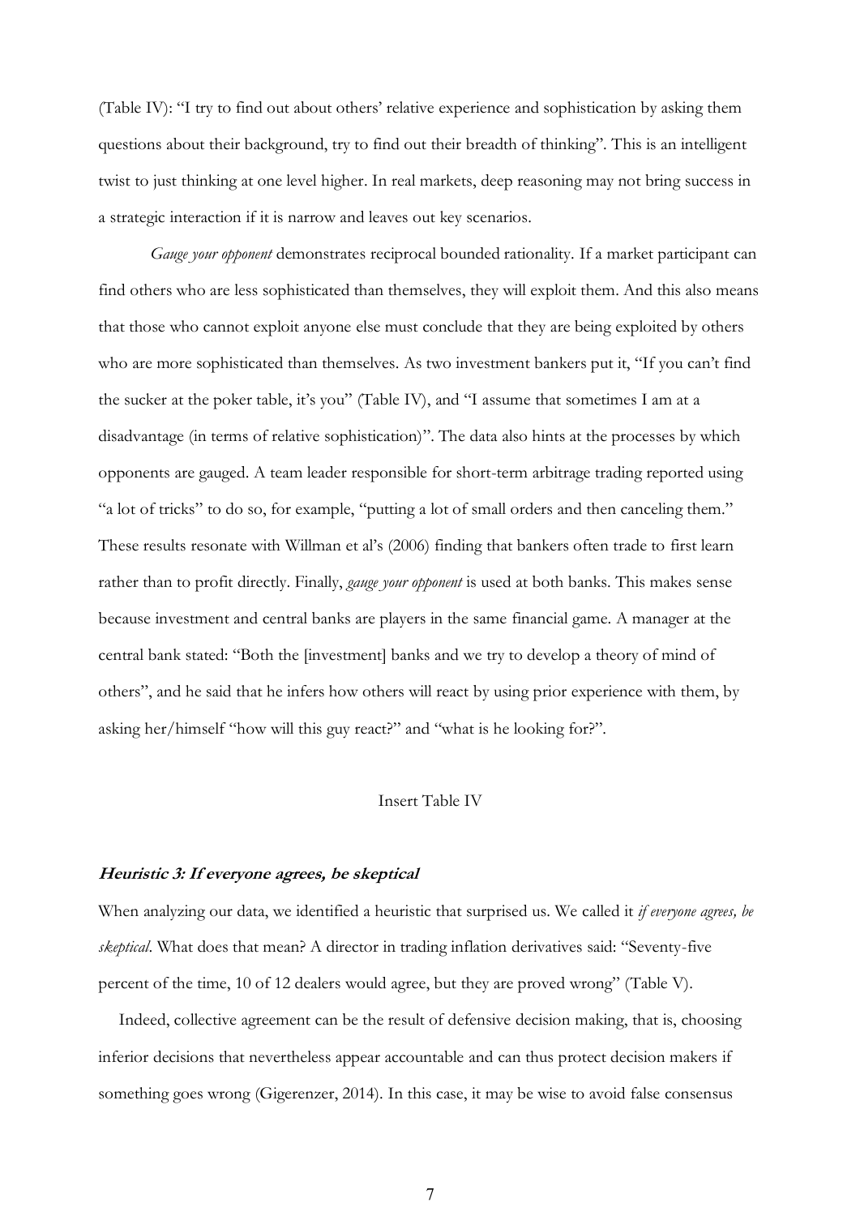(Table IV): “I try to find out about others’ relative experience and sophistication by asking them questions about their background, try to find out their breadth of thinking”. This is an intelligent twist to just thinking at one level higher. In real markets, deep reasoning may not bring success in a strategic interaction if it is narrow and leaves out key scenarios.

*Gauge your opponent* demonstrates reciprocal bounded rationality. If a market participant can find others who are less sophisticated than themselves, they will exploit them. And this also means that those who cannot exploit anyone else must conclude that they are being exploited by others who are more sophisticated than themselves. As two investment bankers put it, “If you can’t find the sucker at the poker table, it’s you” (Table IV), and “I assume that sometimes I am at a disadvantage (in terms of relative sophistication)”. The data also hints at the processes by which opponents are gauged. A team leader responsible for short-term arbitrage trading reported using “a lot of tricks” to do so, for example, “putting a lot of small orders and then canceling them.” These results resonate with Willman et al’s (2006) finding that bankers often trade to first learn rather than to profit directly. Finally, *gauge your opponent* is used at both banks. This makes sense because investment and central banks are players in the same financial game. A manager at the central bank stated: “Both the [investment] banks and we try to develop a theory of mind of others”, and he said that he infers how others will react by using prior experience with them, by asking her/himself “how will this guy react?” and “what is he looking for?”.

Insert Table IV

### *Heuristic 3: If everyone agrees, be skeptical*

When analyzing our data, we identified a heuristic that surprised us. We called it *if everyone agrees, be skeptical*. What does that mean? A director in trading inflation derivatives said: “Seventy-five percent of the time, 10 of 12 dealers would agree, but they are proved wrong” (Table V).

Indeed, collective agreement can be the result of defensive decision making, that is, choosing inferior decisions that nevertheless appear accountable and can thus protect decision makers if something goes wrong (Gigerenzer, 2014). In this case, it may be wise to avoid false consensus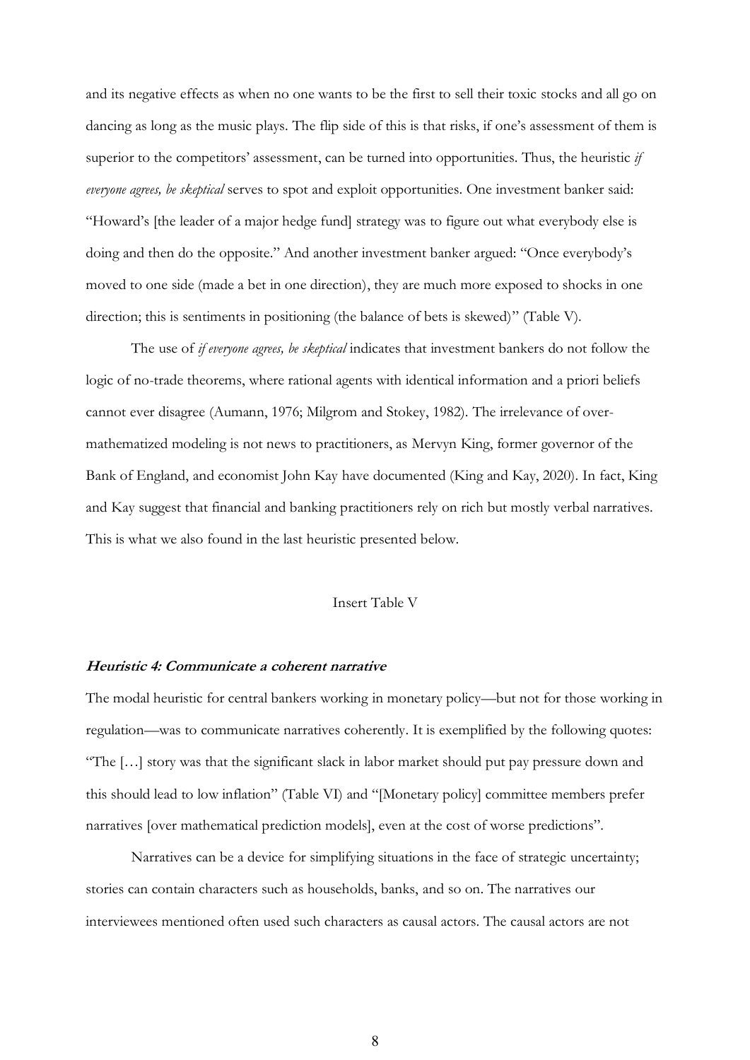and its negative effects as when no one wants to be the first to sell their toxic stocks and all go on dancing as long as the music plays. The flip side of this is that risks, if one's assessment of them is superior to the competitors' assessment, can be turned into opportunities. Thus, the heuristic *if everyone agrees, be skeptical* serves to spot and exploit opportunities. One investment banker said: "Howard's [the leader of a major hedge fund] strategy was to figure out what everybody else is doing and then do the opposite." And another investment banker argued: "Once everybody's moved to one side (made a bet in one direction), they are much more exposed to shocks in one direction; this is sentiments in positioning (the balance of bets is skewed)" (Table V).

The use of *if everyone agrees, be skeptical* indicates that investment bankers do not follow the logic of no-trade theorems, where rational agents with identical information and a priori beliefs cannot ever disagree (Aumann, 1976; Milgrom and Stokey, 1982). The irrelevance of over-mathematized modeling is not news to practitioners, as Mervyn King, former governor of the Bank of England, and economist John Kay have documented (King and Kay, 2020). In fact, King and Kay suggest that financial and banking practitioners rely on rich but mostly verbal narratives. This is what we also found in the last heuristic presented below.

Insert Table V

### *Heuristic 4: Communicate a coherent narrative*

The modal heuristic for central bankers working in monetary policy—but not for those working in regulation—was to communicate narratives coherently. It is exemplified by the following quotes: "The […] story was that the significant slack in labor market should put pay pressure down and this should lead to low inflation" (Table VI) and "[Monetary policy] committee members prefer narratives [over mathematical prediction models], even at the cost of worse predictions".

Narratives can be a device for simplifying situations in the face of strategic uncertainty; stories can contain characters such as households, banks, and so on. The narratives our interviewees mentioned often used such characters as causal actors. The causal actors are not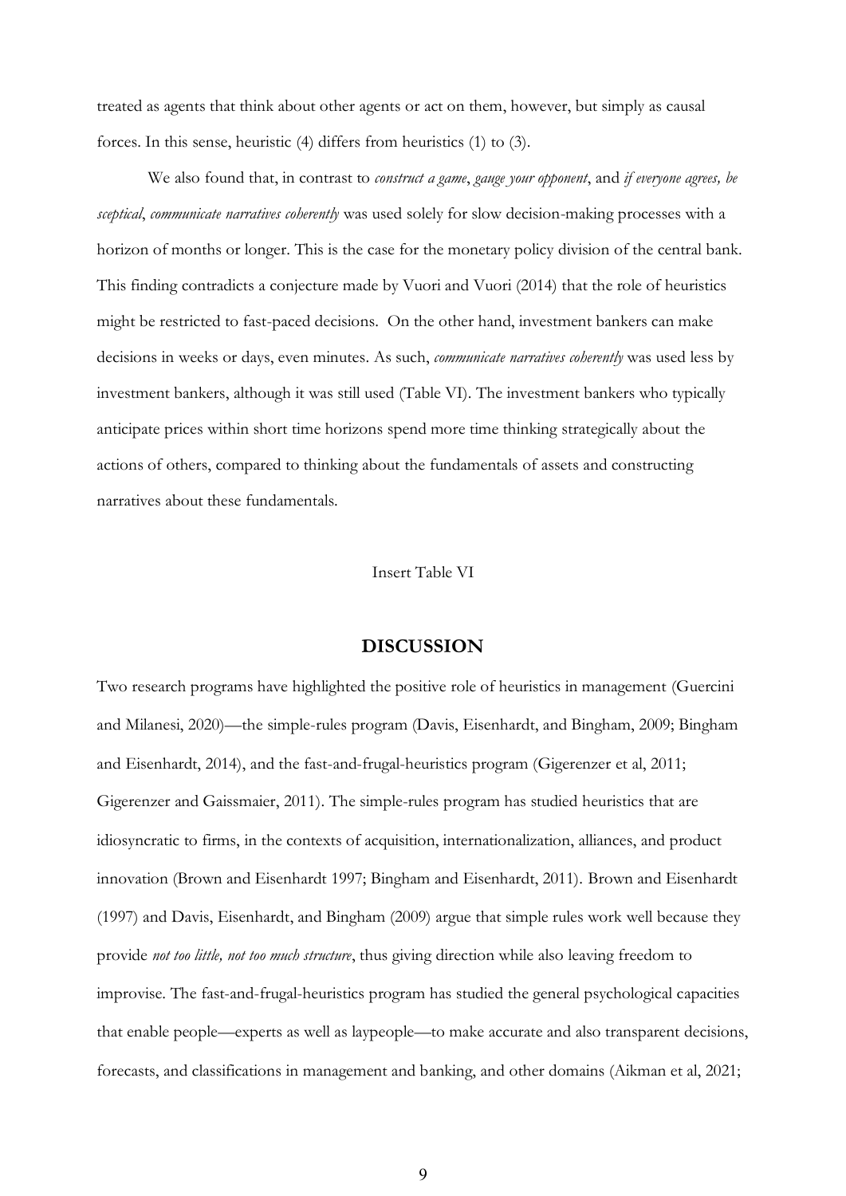treated as agents that think about other agents or act on them, however, but simply as causal forces. In this sense, heuristic (4) differs from heuristics (1) to (3).

We also found that, in contrast to *construct a game*, *gauge your opponent*, and *if everyone agrees, be sceptical*, *communicate narratives coherently* was used solely for slow decision-making processes with a horizon of months or longer. This is the case for the monetary policy division of the central bank. This finding contradicts a conjecture made by Vuori and Vuori (2014) that the role of heuristics might be restricted to fast-paced decisions. On the other hand, investment bankers can make decisions in weeks or days, even minutes. As such, *communicate narratives coherently* was used less by investment bankers, although it was still used (Table VI). The investment bankers who typically anticipate prices within short time horizons spend more time thinking strategically about the actions of others, compared to thinking about the fundamentals of assets and constructing narratives about these fundamentals.

Insert Table VI

## DISCUSSION

Two research programs have highlighted the positive role of heuristics in management (Guercini and Milanesi, 2020)—the simple-rules program (Davis, Eisenhardt, and Bingham, 2009; Bingham and Eisenhardt, 2014), and the fast-and-frugal-heuristics program (Gigerenzer et al, 2011; Gigerenzer and Gaissmaier, 2011). The simple-rules program has studied heuristics that are idiosyncratic to firms, in the contexts of acquisition, internationalization, alliances, and product innovation (Brown and Eisenhardt 1997; Bingham and Eisenhardt, 2011). Brown and Eisenhardt (1997) and Davis, Eisenhardt, and Bingham (2009) argue that simple rules work well because they provide *not too little, not too much structure*, thus giving direction while also leaving freedom to improvise. The fast-and-frugal-heuristics program has studied the general psychological capacities that enable people—experts as well as laypeople—to make accurate and also transparent decisions, forecasts, and classifications in management and banking, and other domains (Aikman et al, 2021;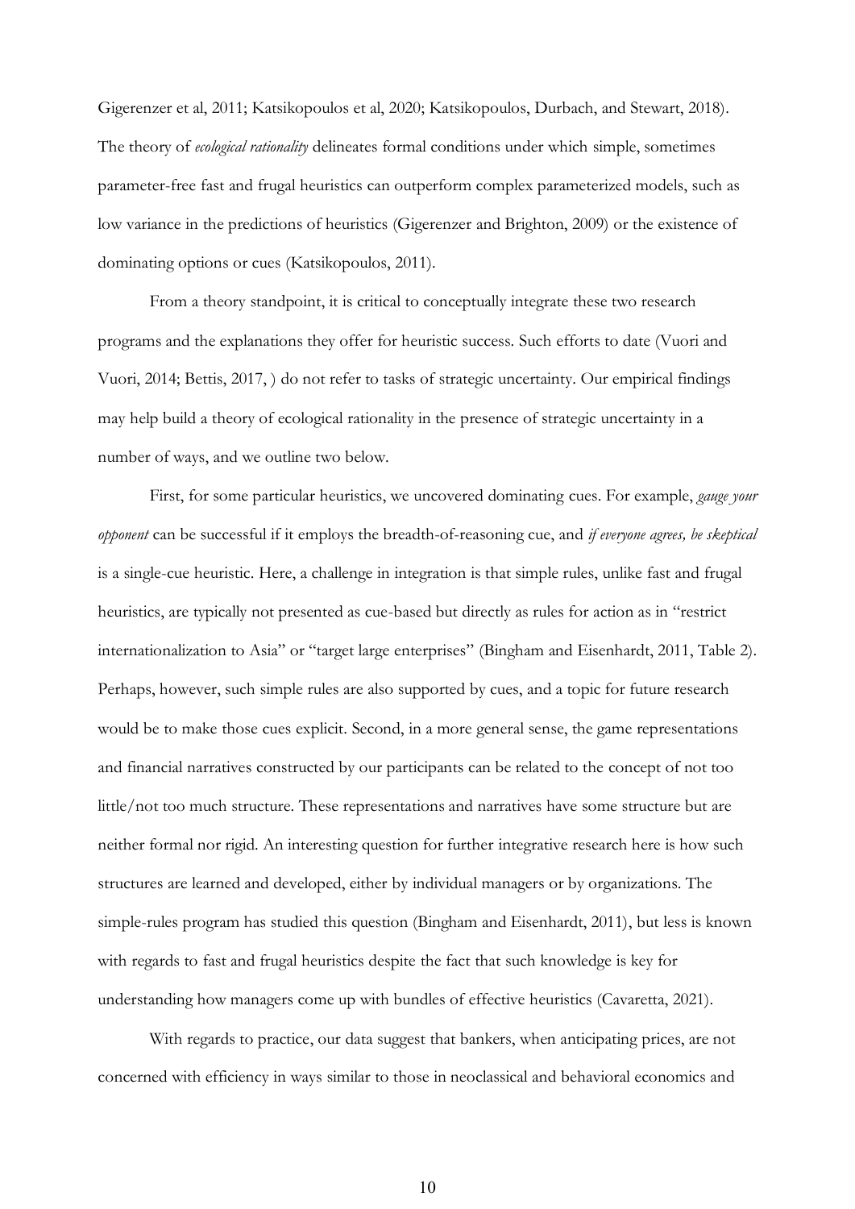Gigerenzer et al, 2011; Katsikopoulos et al, 2020; Katsikopoulos, Durbach, and Stewart, 2018). The theory of *ecological rationality* delineates formal conditions under which simple, sometimes parameter-free fast and frugal heuristics can outperform complex parameterized models, such as low variance in the predictions of heuristics (Gigerenzer and Brighton, 2009) or the existence of dominating options or cues (Katsikopoulos, 2011).

From a theory standpoint, it is critical to conceptually integrate these two research programs and the explanations they offer for heuristic success. Such efforts to date (Vuori and Vuori, 2014; Bettis, 2017, ) do not refer to tasks of strategic uncertainty. Our empirical findings may help build a theory of ecological rationality in the presence of strategic uncertainty in a number of ways, and we outline two below.

First, for some particular heuristics, we uncovered dominating cues. For example, *gauge your opponent* can be successful if it employs the breadth-of-reasoning cue, and *if everyone agrees, be skeptical* is a single-cue heuristic. Here, a challenge in integration is that simple rules, unlike fast and frugal heuristics, are typically not presented as cue-based but directly as rules for action as in "restrict internationalization to Asia" or "target large enterprises" (Bingham and Eisenhardt, 2011, Table 2). Perhaps, however, such simple rules are also supported by cues, and a topic for future research would be to make those cues explicit. Second, in a more general sense, the game representations and financial narratives constructed by our participants can be related to the concept of not too little/not too much structure. These representations and narratives have some structure but are neither formal nor rigid. An interesting question for further integrative research here is how such structures are learned and developed, either by individual managers or by organizations. The simple-rules program has studied this question (Bingham and Eisenhardt, 2011), but less is known with regards to fast and frugal heuristics despite the fact that such knowledge is key for understanding how managers come up with bundles of effective heuristics (Cavaretta, 2021).

With regards to practice, our data suggest that bankers, when anticipating prices, are not concerned with efficiency in ways similar to those in neoclassical and behavioral economics and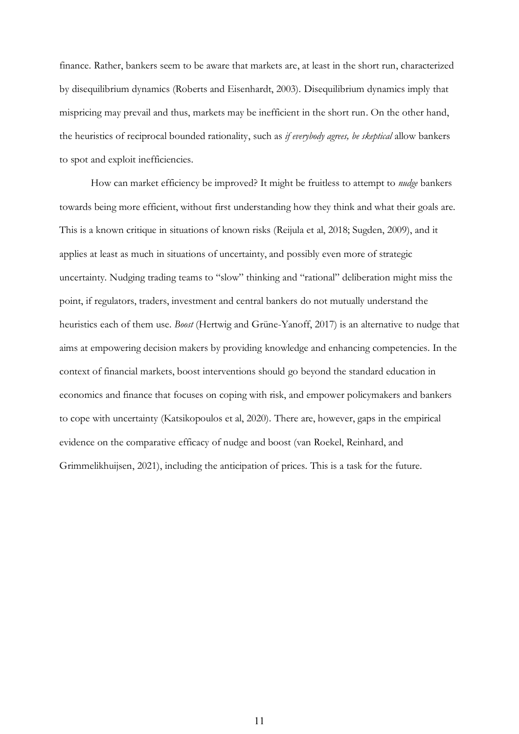finance. Rather, bankers seem to be aware that markets are, at least in the short run, characterized by disequilibrium dynamics (Roberts and Eisenhardt, 2003). Disequilibrium dynamics imply that mispricing may prevail and thus, markets may be inefficient in the short run. On the other hand, the heuristics of reciprocal bounded rationality, such as *if everybody agrees, be skeptical* allow bankers to spot and exploit inefficiencies.

How can market efficiency be improved? It might be fruitless to attempt to *nudge* bankers towards being more efficient, without first understanding how they think and what their goals are. This is a known critique in situations of known risks (Reijula et al, 2018; Sugden, 2009), and it applies at least as much in situations of uncertainty, and possibly even more of strategic uncertainty. Nudging trading teams to "slow" thinking and "rational" deliberation might miss the point, if regulators, traders, investment and central bankers do not mutually understand the heuristics each of them use. *Boost* (Hertwig and Grüne-Yanoff, 2017) is an alternative to nudge that aims at empowering decision makers by providing knowledge and enhancing competencies. In the context of financial markets, boost interventions should go beyond the standard education in economics and finance that focuses on coping with risk, and empower policymakers and bankers to cope with uncertainty (Katsikopoulos et al, 2020). There are, however, gaps in the empirical evidence on the comparative efficacy of nudge and boost (van Roekel, Reinhard, and Grimmelikhuijsen, 2021), including the anticipation of prices. This is a task for the future.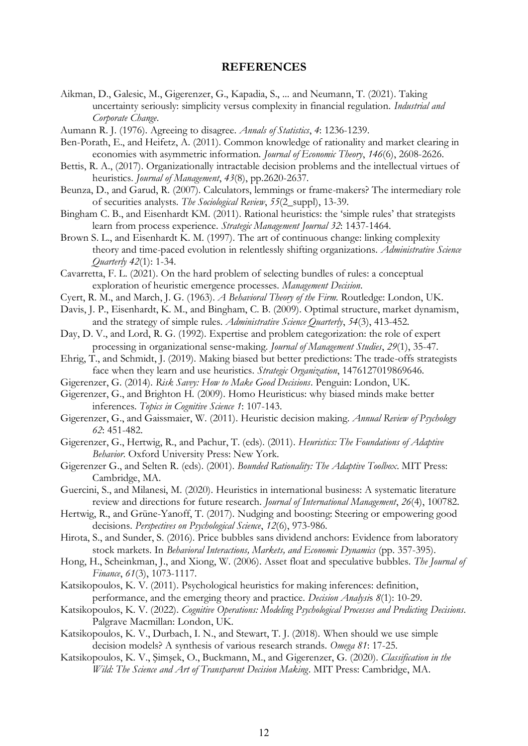## REFERENCES

Aikman, D., Galesic, M., Gigerenzer, G., Kapadia, S., ... and Neumann, T. (2021). Taking uncertainty seriously: simplicity versus complexity in financial regulation. *Industrial and Corporate Change*.

Aumann R. J. (1976). Agreeing to disagree. *Annals of Statistics*, *4*: 1236-1239.

Ben-Porath, E., and Heifetz, A. (2011). Common knowledge of rationality and market clearing in economies with asymmetric information. *Journal of Economic Theory*, *146*(6), 2608-2626.

Bettis, R. A., (2017). Organizationally intractable decision problems and the intellectual virtues of heuristics. *Journal of Management*, *43*(8), pp.2620-2637.

Beunza, D., and Garud, R. (2007). Calculators, lemmings or frame-makers? The intermediary role of securities analysts. *The Sociological Review*, *55*(2_suppl), 13-39.

Bingham C. B., and Eisenhardt KM. (2011). Rational heuristics: the 'simple rules' that strategists learn from process experience. *Strategic Management Journal 32*: 1437-1464.

Brown S. L., and Eisenhardt K. M. (1997). The art of continuous change: linking complexity theory and time-paced evolution in relentlessly shifting organizations. *Administrative Science Quarterly 42*(1): 1-34.

Cavarretta, F. L. (2021). On the hard problem of selecting bundles of rules: a conceptual exploration of heuristic emergence processes. *Management Decision*.

Cyert, R. M., and March, J. G. (1963). *A Behavioral Theory of the Firm.* Routledge: London, UK.

Davis, J. P., Eisenhardt, K. M., and Bingham, C. B. (2009). Optimal structure, market dynamism, and the strategy of simple rules. *Administrative Science Quarterly*, *54*(3), 413-452.

Day, D. V., and Lord, R. G. (1992). Expertise and problem categorization: the role of expert processing in organizational sense-making. *Journal of Management Studies*, *29*(1), 35-47.

Ehrig, T., and Schmidt, J. (2019). Making biased but better predictions: The trade-offs strategists face when they learn and use heuristics. *Strategic Organization*, 1476127019869646.

Gigerenzer, G. (2014). *Risk Savvy: How to Make Good Decisions*. Penguin: London, UK.

Gigerenzer, G., and Brighton H. (2009). Homo Heuristicus: why biased minds make better inferences. *Topics in Cognitive Science 1*: 107-143.

Gigerenzer, G., and Gaissmaier, W. (2011). Heuristic decision making. *Annual Review of Psychology 62*: 451-482.

Gigerenzer, G., Hertwig, R., and Pachur, T. (eds). (2011). *Heuristics: The Foundations of Adaptive Behavior*. Oxford University Press: New York.

Gigerenzer G., and Selten R. (eds). (2001). *Bounded Rationality: The Adaptive Toolbox*. MIT Press: Cambridge, MA.

Guercini, S., and Milanesi, M. (2020). Heuristics in international business: A systematic literature review and directions for future research. *Journal of International Management*, *26*(4), 100782.

Hertwig, R., and Grüne-Yanoff, T. (2017). Nudging and boosting: Steering or empowering good decisions. *Perspectives on Psychological Science*, *12*(6), 973-986.

Hirota, S., and Sunder, S. (2016). Price bubbles sans dividend anchors: Evidence from laboratory stock markets. In *Behavioral Interactions, Markets, and Economic Dynamics* (pp. 357-395).

Hong, H., Scheinkman, J., and Xiong, W. (2006). Asset float and speculative bubbles. *The Journal of Finance*, *61*(3), 1073-1117.

Katsikopoulos, K. V. (2011). Psychological heuristics for making inferences: definition, performance, and the emerging theory and practice. *Decision Analysis 8*(1): 10-29.

Katsikopoulos, K. V. (2022). *Cognitive Operations: Modeling Psychological Processes and Predicting Decisions*. Palgrave Macmillan: London, UK.

Katsikopoulos, K. V., Durbach, I. N., and Stewart, T. J. (2018). When should we use simple decision models? A synthesis of various research strands. *Omega 81*: 17-25.

Katsikopoulos, K. V., Şimşek, O., Buckmann, M., and Gigerenzer, G. (2020). *Classification in the Wild: The Science and Art of Transparent Decision Making*. MIT Press: Cambridge, MA.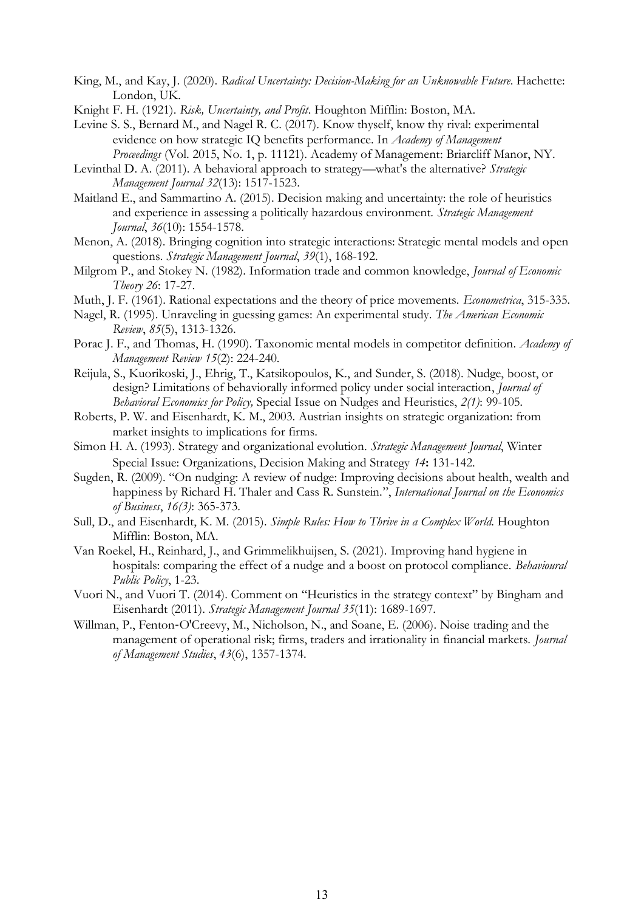King, M., and Kay, J. (2020). *Radical Uncertainty: Decision-Making for an Unknowable Future*. Hachette: London, UK.

Knight F. H. (1921). *Risk, Uncertainty, and Profit*. Houghton Mifflin: Boston, MA.

Levine S. S., Bernard M., and Nagel R. C. (2017). Know thyself, know thy rival: experimental evidence on how strategic IQ benefits performance. In *Academy of Management Proceedings* (Vol. 2015, No. 1, p. 11121). Academy of Management: Briarcliff Manor, NY.

Levinthal D. A. (2011). A behavioral approach to strategy—what's the alternative? *Strategic Management Journal 32*(13): 1517-1523.

Maitland E., and Sammartino A. (2015). Decision making and uncertainty: the role of heuristics and experience in assessing a politically hazardous environment. *Strategic Management Journal*, *36*(10): 1554-1578.

Menon, A. (2018). Bringing cognition into strategic interactions: Strategic mental models and open questions. *Strategic Management Journal*, *39*(1), 168-192.

Milgrom P., and Stokey N. (1982). Information trade and common knowledge, *Journal of Economic Theory 26*: 17-27.

Muth, J. F. (1961). Rational expectations and the theory of price movements. *Econometrica*, 315-335.

Nagel, R. (1995). Unraveling in guessing games: An experimental study. *The American Economic Review*, *85*(5), 1313-1326.

Porac J. F., and Thomas, H. (1990). Taxonomic mental models in competitor definition. *Academy of Management Review 15*(2): 224-240.

Reijula, S., Kuorikoski, J., Ehrig, T., Katsikopoulos, K., and Sunder, S. (2018). Nudge, boost, or design? Limitations of behaviorally informed policy under social interaction, *Journal of Behavioral Economics for Policy,* Special Issue on Nudges and Heuristics, *2(1)*: 99-105.

Roberts, P. W. and Eisenhardt, K. M., 2003. Austrian insights on strategic organization: from market insights to implications for firms.

Simon H. A. (1993). Strategy and organizational evolution. *Strategic Management Journal*, Winter Special Issue: Organizations, Decision Making and Strategy *14***:** 131-142.

Sugden, R. (2009). "On nudging: A review of nudge: Improving decisions about health, wealth and happiness by Richard H. Thaler and Cass R. Sunstein.", *International Journal on the Economics of Business*, *16(3)*: 365-373.

Sull, D., and Eisenhardt, K. M. (2015). *Simple Rules: How to Thrive in a Complex World*. Houghton Mifflin: Boston, MA.

Van Roekel, H., Reinhard, J., and Grimmelikhuijsen, S. (2021). Improving hand hygiene in hospitals: comparing the effect of a nudge and a boost on protocol compliance. *Behavioural Public Policy*, 1-23.

Vuori N., and Vuori T. (2014). Comment on "Heuristics in the strategy context" by Bingham and Eisenhardt (2011). *Strategic Management Journal 35*(11): 1689-1697.

Willman, P., Fenton-O'Creevy, M., Nicholson, N., and Soane, E. (2006). Noise trading and the management of operational risk; firms, traders and irrationality in financial markets. *Journal of Management Studies*, *43*(6), 1357-1374.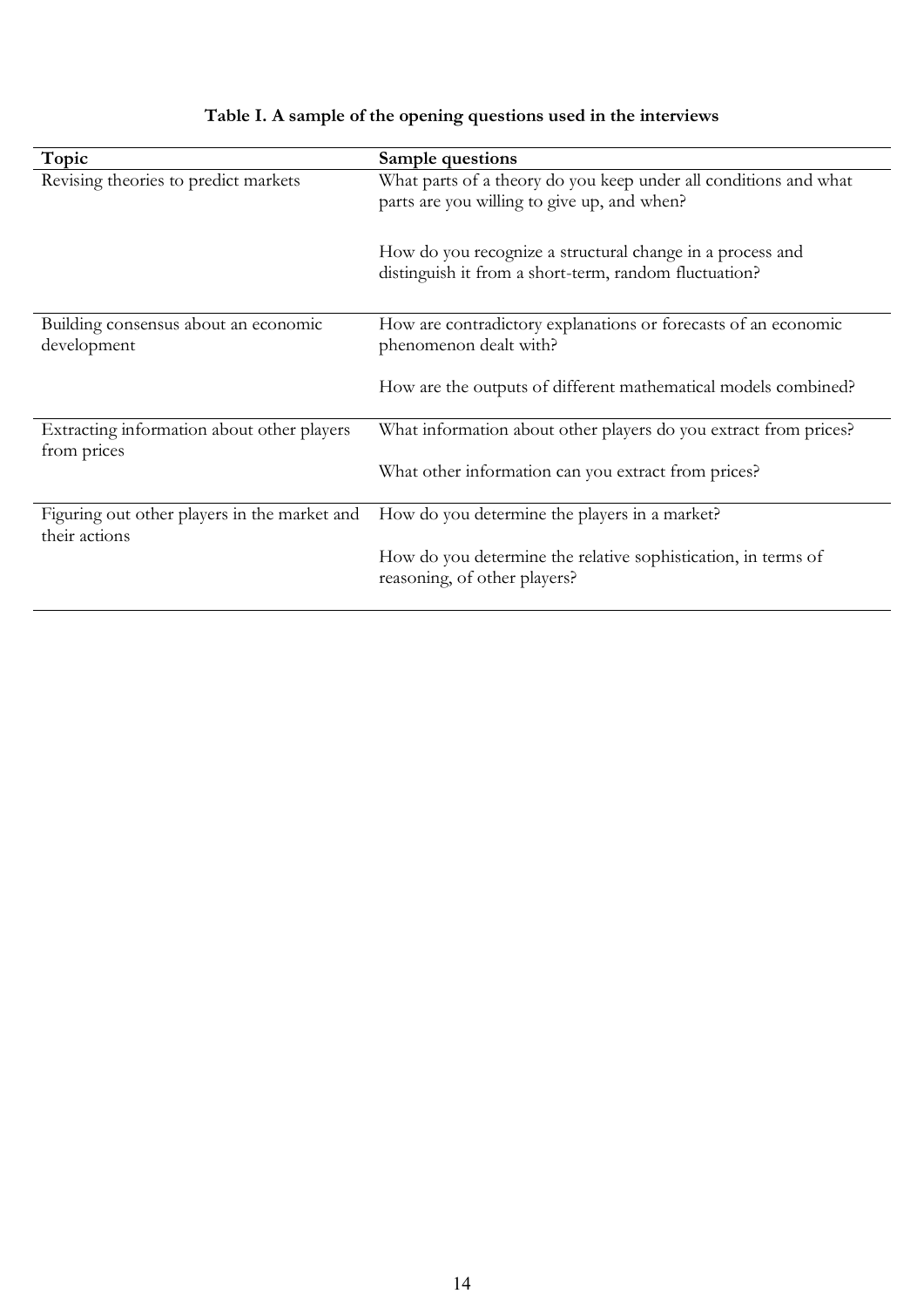**Table I. A sample of the opening questions used in the interviews**

| Topic | Sample questions |
|---|---|
| Revising theories to predict markets | What parts of a theory do you keep under all conditions and what parts are you willing to give up, and when? |
| | How do you recognize a structural change in a process and distinguish it from a short-term, random fluctuation? |
| Building consensus about an economic development | How are contradictory explanations or forecasts of an economic phenomenon dealt with? |
| | How are the outputs of different mathematical models combined? |
| Extracting information about other players from prices | What information about other players do you extract from prices? |
| | What other information can you extract from prices? |
| Figuring out other players in the market and their actions | How do you determine the players in a market? |
| | How do you determine the relative sophistication, in terms of reasoning, of other players? |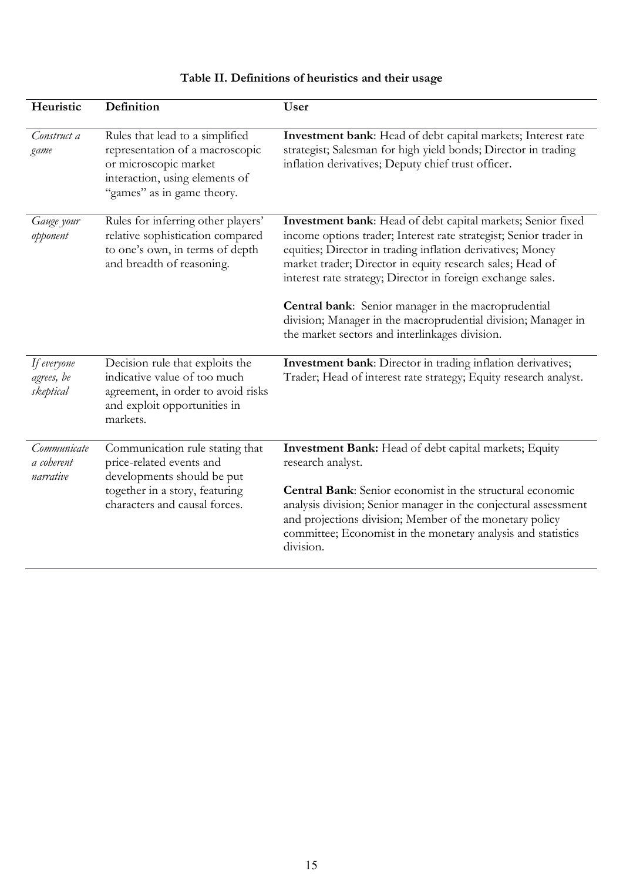**Table II. Definitions of heuristics and their usage**

| Heuristic | Definition | User |
|---|---|---|
| *Construct a game* | Rules that lead to a simplified representation of a macroscopic or microscopic market interaction, using elements of "games" as in game theory. | **Investment bank**: Head of debt capital markets; Interest rate strategist; Salesman for high yield bonds; Director in trading inflation derivatives; Deputy chief trust officer. |
| *Gauge your opponent* | Rules for inferring other players' relative sophistication compared to one's own, in terms of depth and breadth of reasoning. | **Investment bank**: Head of debt capital markets; Senior fixed income options trader; Interest rate strategist; Senior trader in equities; Director in trading inflation derivatives; Money market trader; Director in equity research sales; Head of interest rate strategy; Director in foreign exchange sales.<br><br>**Central bank**: Senior manager in the macroprudential division; Manager in the macroprudential division; Manager in the market sectors and interlinkages division. |
| *If everyone agrees, be skeptical* | Decision rule that exploits the indicative value of too much agreement, in order to avoid risks and exploit opportunities in markets. | **Investment bank**: Director in trading inflation derivatives; Trader; Head of interest rate strategy; Equity research analyst. |
| *Communicate a coherent narrative* | Communication rule stating that price-related events and developments should be put together in a story, featuring characters and causal forces. | **Investment Bank:** Head of debt capital markets; Equity research analyst.<br><br>**Central Bank**: Senior economist in the structural economic analysis division; Senior manager in the conjectural assessment and projections division; Member of the monetary policy committee; Economist in the monetary analysis and statistics division. |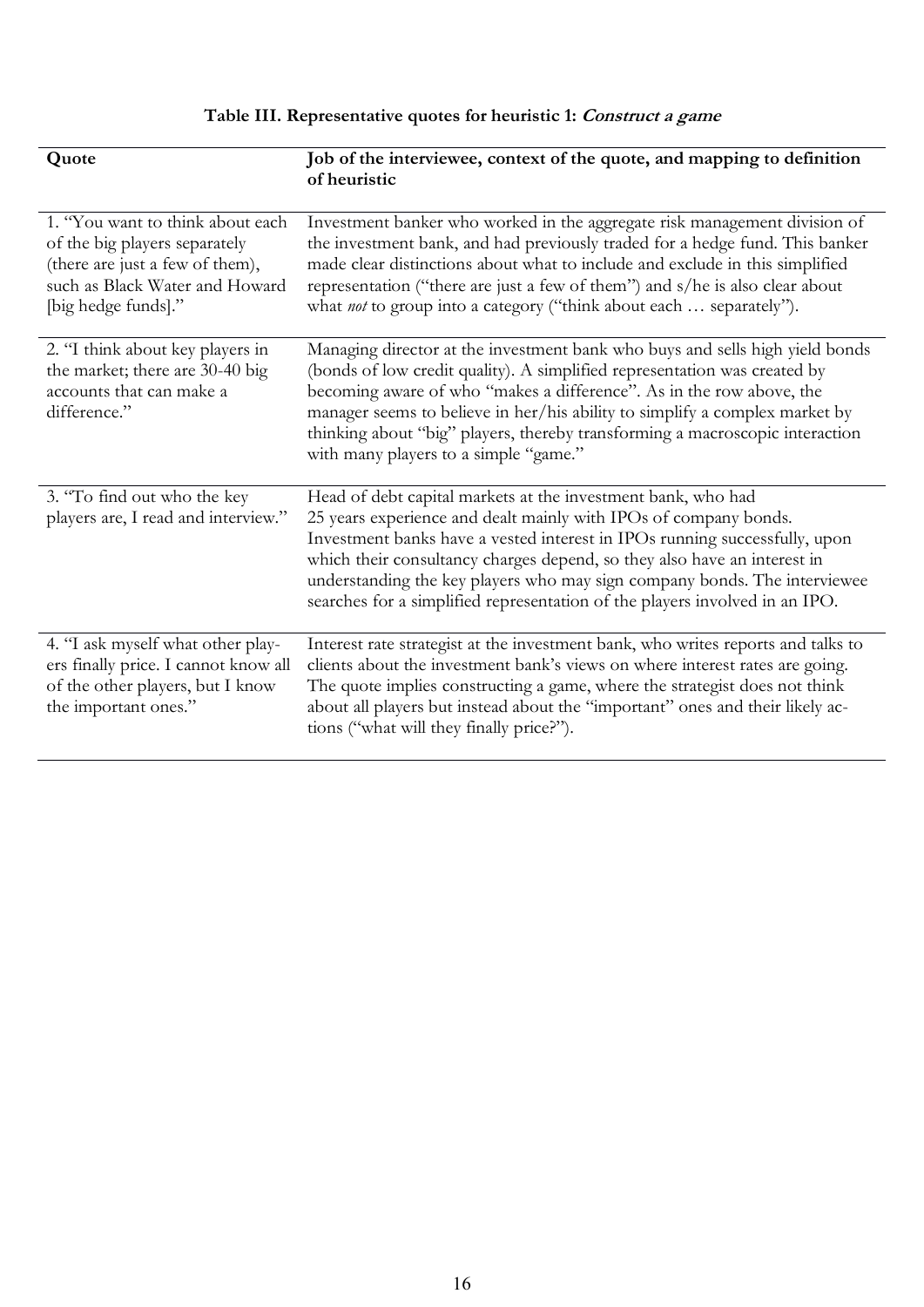**Table III. Representative quotes for heuristic 1: *Construct a game***

| Quote | Job of the interviewee, context of the quote, and mapping to definition of heuristic |
|---|---|
| 1. "You want to think about each of the big players separately (there are just a few of them), such as Black Water and Howard [big hedge funds]." | Investment banker who worked in the aggregate risk management division of the investment bank, and had previously traded for a hedge fund. This banker made clear distinctions about what to include and exclude in this simplified representation ("there are just a few of them") and s/he is also clear about what *not* to group into a category ("think about each … separately"). |
| 2. "I think about key players in the market; there are 30-40 big accounts that can make a difference." | Managing director at the investment bank who buys and sells high yield bonds (bonds of low credit quality). A simplified representation was created by becoming aware of who "makes a difference". As in the row above, the manager seems to believe in her/his ability to simplify a complex market by thinking about "big" players, thereby transforming a macroscopic interaction with many players to a simple "game." |
| 3. "To find out who the key players are, I read and interview." | Head of debt capital markets at the investment bank, who had 25 years experience and dealt mainly with IPOs of company bonds. Investment banks have a vested interest in IPOs running successfully, upon which their consultancy charges depend, so they also have an interest in understanding the key players who may sign company bonds. The interviewee searches for a simplified representation of the players involved in an IPO. |
| 4. "I ask myself what other players finally price. I cannot know all of the other players, but I know the important ones." | Interest rate strategist at the investment bank, who writes reports and talks to clients about the investment bank's views on where interest rates are going. The quote implies constructing a game, where the strategist does not think about all players but instead about the "important" ones and their likely actions ("what will they finally price?"). |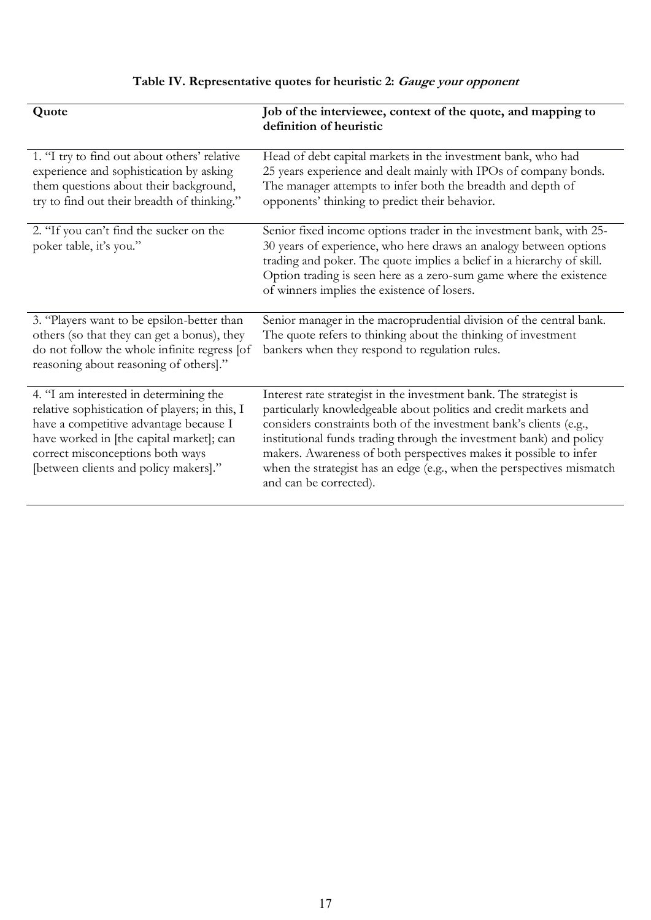**Table IV. Representative quotes for heuristic 2: *Gauge your opponent***

| Quote | Job of the interviewee, context of the quote, and mapping to definition of heuristic |
| --- | --- |
| 1. "I try to find out about others' relative experience and sophistication by asking them questions about their background, try to find out their breadth of thinking." | Head of debt capital markets in the investment bank, who had 25 years experience and dealt mainly with IPOs of company bonds. The manager attempts to infer both the breadth and depth of opponents' thinking to predict their behavior. |
| 2. "If you can't find the sucker on the poker table, it's you." | Senior fixed income options trader in the investment bank, with 25-30 years of experience, who here draws an analogy between options trading and poker. The quote implies a belief in a hierarchy of skill. Option trading is seen here as a zero-sum game where the existence of winners implies the existence of losers. |
| 3. "Players want to be epsilon-better than others (so that they can get a bonus), they do not follow the whole infinite regress [of reasoning about reasoning of others]." | Senior manager in the macroprudential division of the central bank. The quote refers to thinking about the thinking of investment bankers when they respond to regulation rules. |
| 4. "I am interested in determining the relative sophistication of players; in this, I have a competitive advantage because I have worked in [the capital market]; can correct misconceptions both ways [between clients and policy makers]." | Interest rate strategist in the investment bank. The strategist is particularly knowledgeable about politics and credit markets and considers constraints both of the investment bank's clients (e.g., institutional funds trading through the investment bank) and policy makers. Awareness of both perspectives makes it possible to infer when the strategist has an edge (e.g., when the perspectives mismatch and can be corrected). |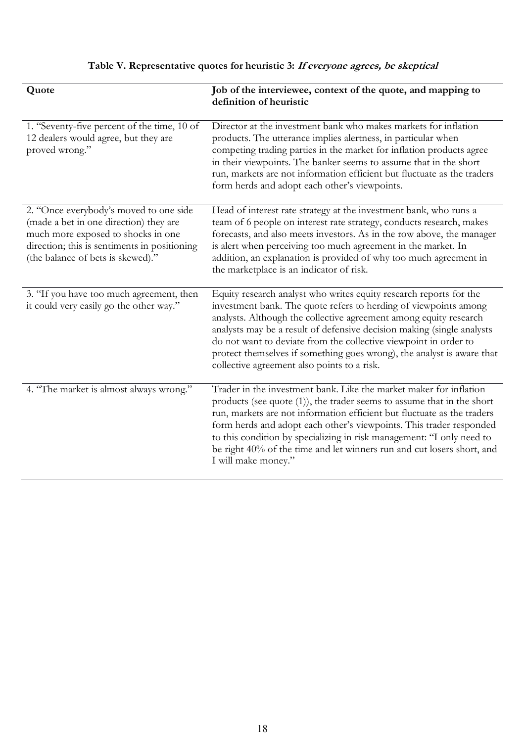**Table V. Representative quotes for heuristic 3: *If everyone agrees, be skeptical***

| Quote | Job of the interviewee, context of the quote, and mapping to definition of heuristic |
|---|---|
| 1. "Seventy-five percent of the time, 10 of 12 dealers would agree, but they are proved wrong." | Director at the investment bank who makes markets for inflation products. The utterance implies alertness, in particular when competing trading parties in the market for inflation products agree in their viewpoints. The banker seems to assume that in the short run, markets are not information efficient but fluctuate as the traders form herds and adopt each other's viewpoints. |
| 2. "Once everybody's moved to one side (made a bet in one direction) they are much more exposed to shocks in one direction; this is sentiments in positioning (the balance of bets is skewed)." | Head of interest rate strategy at the investment bank, who runs a team of 6 people on interest rate strategy, conducts research, makes forecasts, and also meets investors. As in the row above, the manager is alert when perceiving too much agreement in the market. In addition, an explanation is provided of why too much agreement in the marketplace is an indicator of risk. |
| 3. "If you have too much agreement, then it could very easily go the other way." | Equity research analyst who writes equity research reports for the investment bank. The quote refers to herding of viewpoints among analysts. Although the collective agreement among equity research analysts may be a result of defensive decision making (single analysts do not want to deviate from the collective viewpoint in order to protect themselves if something goes wrong), the analyst is aware that collective agreement also points to a risk. |
| 4. "The market is almost always wrong." | Trader in the investment bank. Like the market maker for inflation products (see quote (1)), the trader seems to assume that in the short run, markets are not information efficient but fluctuate as the traders form herds and adopt each other's viewpoints. This trader responded to this condition by specializing in risk management: "I only need to be right 40% of the time and let winners run and cut losers short, and I will make money." |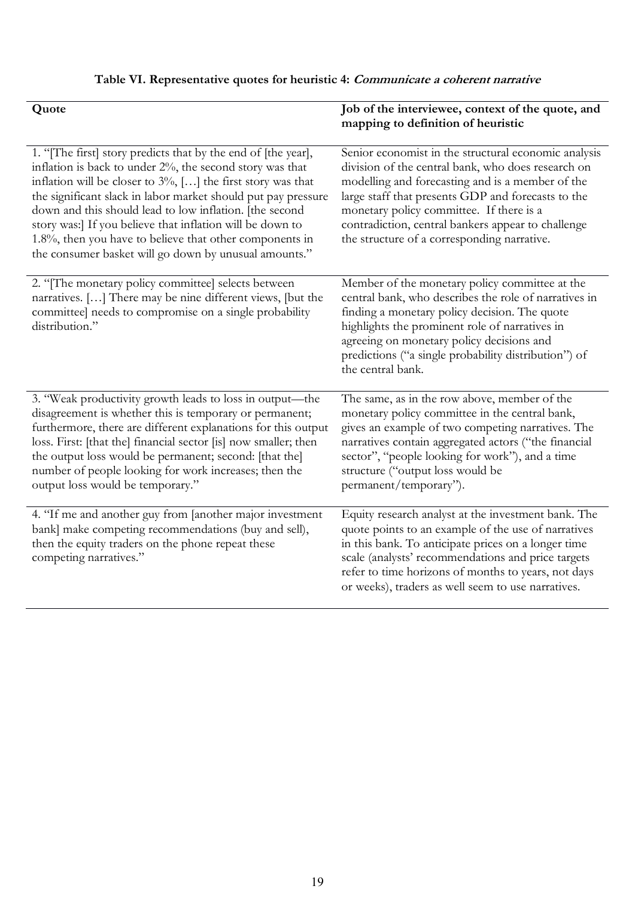**Table VI. Representative quotes for heuristic 4: *Communicate a coherent narrative***

| Quote | Job of the interviewee, context of the quote, and mapping to definition of heuristic |
|---|---|
| 1. "[The first] story predicts that by the end of [the year], inflation is back to under 2%, the second story was that inflation will be closer to 3%, […] the first story was that the significant slack in labor market should put pay pressure down and this should lead to low inflation. [the second story was:] If you believe that inflation will be down to 1.8%, then you have to believe that other components in the consumer basket will go down by unusual amounts." | Senior economist in the structural economic analysis division of the central bank, who does research on modelling and forecasting and is a member of the large staff that presents GDP and forecasts to the monetary policy committee. If there is a contradiction, central bankers appear to challenge the structure of a corresponding narrative. |
| 2. "[The monetary policy committee] selects between narratives. […] There may be nine different views, [but the committee] needs to compromise on a single probability distribution." | Member of the monetary policy committee at the central bank, who describes the role of narratives in finding a monetary policy decision. The quote highlights the prominent role of narratives in agreeing on monetary policy decisions and predictions ("a single probability distribution") of the central bank. |
| 3. "Weak productivity growth leads to loss in output—the disagreement is whether this is temporary or permanent; furthermore, there are different explanations for this output loss. First: [that the] financial sector [is] now smaller; then the output loss would be permanent; second: [that the] number of people looking for work increases; then the output loss would be temporary." | The same, as in the row above, member of the monetary policy committee in the central bank, gives an example of two competing narratives. The narratives contain aggregated actors ("the financial sector", "people looking for work"), and a time structure ("output loss would be permanent/temporary"). |
| 4. "If me and another guy from [another major investment bank] make competing recommendations (buy and sell), then the equity traders on the phone repeat these competing narratives." | Equity research analyst at the investment bank. The quote points to an example of the use of narratives in this bank. To anticipate prices on a longer time scale (analysts' recommendations and price targets refer to time horizons of months to years, not days or weeks), traders as well seem to use narratives. |